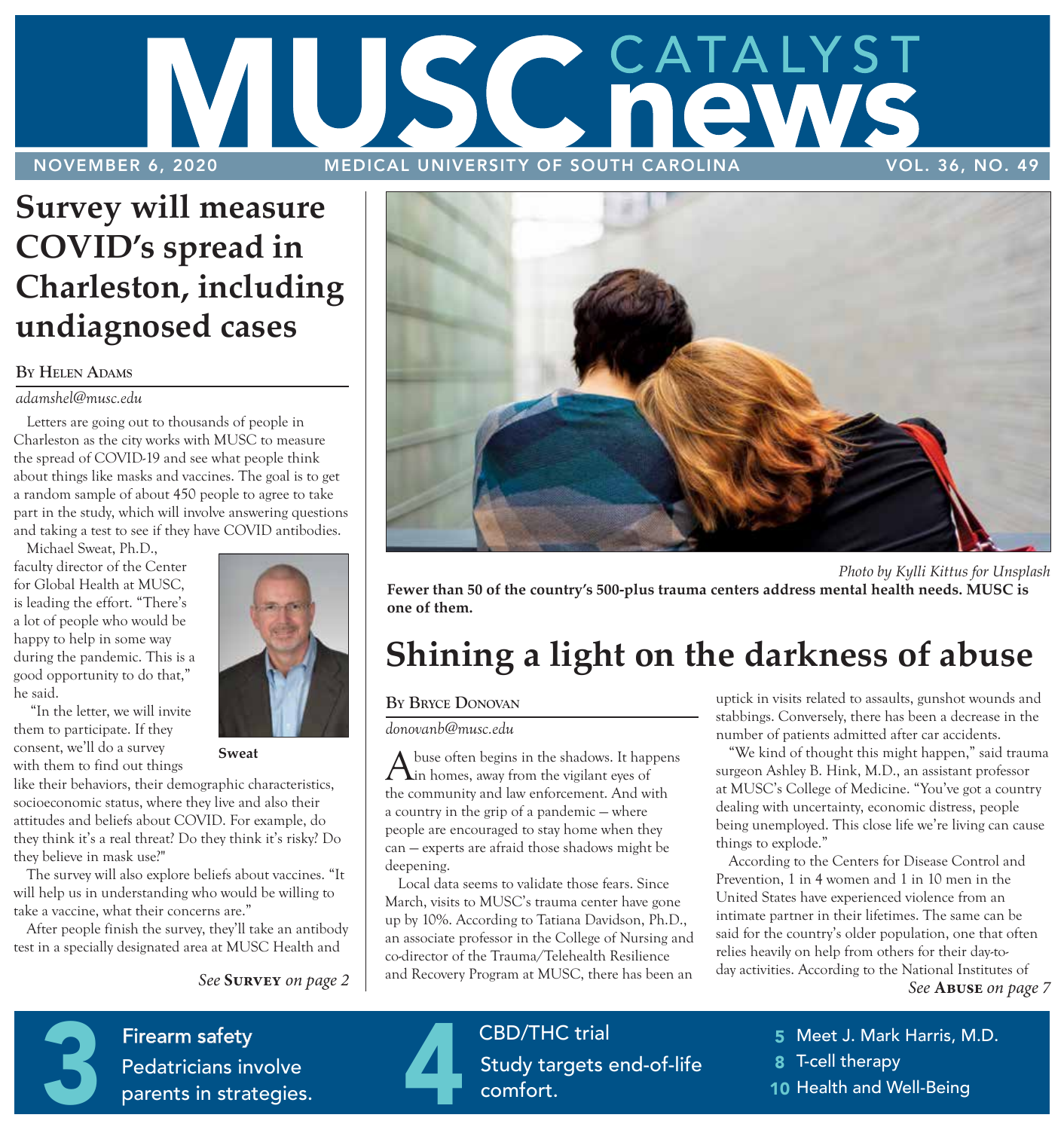# MUSC CATALYST news

NOVEMBER 6, 2020 — MEDICAL UNIVERSITY OF SOUTH CAROLINA — VOL. 36, NO. 49

## Survey will measure COVID's spread in Charleston, including undiagnosed cases

**By Helen Adams**

*adamshel@musc.edu*

Letters are going out to thousands of people in Charleston as the city works with MUSC to measure the spread of COVID-19 and see what people think about things like masks and vaccines. The goal is to get a random sample of about 450 people to agree to take part in the study, which will involve answering questions and taking a test to see if they have COVID antibodies.

Michael Sweat, Ph.D., faculty director of the Center for Global Health at MUSC, is leading the effort. "There's a lot of people who would be happy to help in some way during the pandemic. This is a good opportunity to do that," he said.

**Sweat**

"In the letter, we will invite them to participate. If they consent, we'll do a survey with them to find out things like their behaviors, their demographic characteristics, socioeconomic status, where they live and also their attitudes and beliefs about COVID. For example, do they think it's a real threat? Do they think it's risky? Do they believe in mask use?"

The survey will also explore beliefs about vaccines. "It will help us in understanding who would be willing to take a vaccine, what their concerns are."

After people finish the survey, they'll take an antibody test in a specially designated area at MUSC Health and

*See* **Survey** *on page 2*

*Photo by Kylli Kittus for Unsplash*

**Fewer than 50 of the country's 500-plus trauma centers address mental health needs. MUSC is one of them.**

## Shining a light on the darkness of abuse

**By Bryce Donovan**

*donovanb@musc.edu*

Abuse often begins in the shadows. It happens in homes, away from the vigilant eyes of the community and law enforcement. And with a country in the grip of a pandemic — where people are encouraged to stay home when they can — experts are afraid those shadows might be deepening.

Local data seems to validate those fears. Since March, visits to MUSC's trauma center have gone up by 10%. According to Tatiana Davidson, Ph.D., an associate professor in the College of Nursing and co-director of the Trauma/Telehealth Resilience and Recovery Program at MUSC, there has been an uptick in visits related to assaults, gunshot wounds and stabbings. Conversely, there has been a decrease in the number of patients admitted after car accidents.

"We kind of thought this might happen," said trauma surgeon Ashley B. Hink, M.D., an assistant professor at MUSC's College of Medicine. "You've got a country dealing with uncertainty, economic distress, people being unemployed. This close life we're living can cause things to explode."

According to the Centers for Disease Control and Prevention, 1 in 4 women and 1 in 10 men in the United States have experienced violence from an intimate partner in their lifetimes. The same can be said for the country's older population, one that often relies heavily on help from others for their day-to-day activities. According to the National Institutes of

*See* **Abuse** *on page 7*

**3** Firearm safety — Pedatricians involve parents in strategies.

**4** CBD/THC trial — Study targets end-of-life comfort.

**5** Meet J. Mark Harris, M.D.

**8** T-cell therapy

**10** Health and Well-Being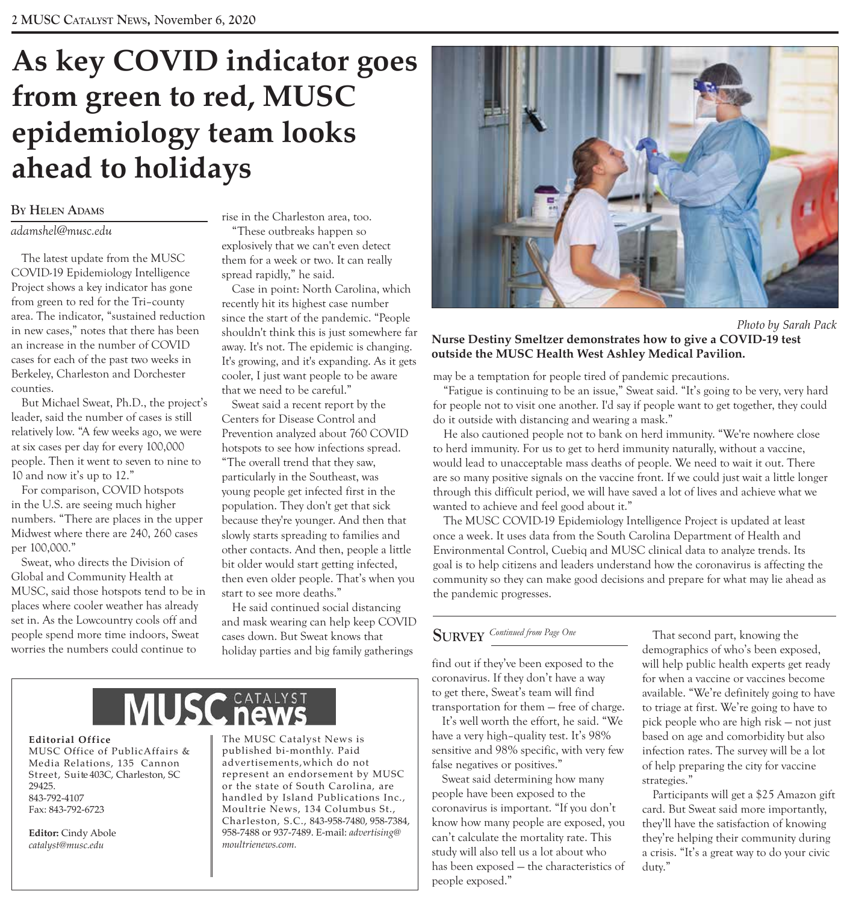# As key COVID indicator goes from green to red, MUSC epidemiology team looks ahead to holidays

**By Helen Adams**

*adamshel@musc.edu*

The latest update from the MUSC COVID-19 Epidemiology Intelligence Project shows a key indicator has gone from green to red for the Tri-county area. The indicator, "sustained reduction in new cases," notes that there has been an increase in the number of COVID cases for each of the past two weeks in Berkeley, Charleston and Dorchester counties.

But Michael Sweat, Ph.D., the project's leader, said the number of cases is still relatively low. "A few weeks ago, we were at six cases per day for every 100,000 people. Then it went to seven to nine to 10 and now it's up to 12."

For comparison, COVID hotspots in the U.S. are seeing much higher numbers. "There are places in the upper Midwest where there are 240, 260 cases per 100,000."

Sweat, who directs the Division of Global and Community Health at MUSC, said those hotspots tend to be in places where cooler weather has already set in. As the Lowcountry cools off and people spend more time indoors, Sweat worries the numbers could continue to rise in the Charleston area, too.

"These outbreaks happen so explosively that we can't even detect them for a week or two. It can really spread rapidly," he said.

Case in point: North Carolina, which recently hit its highest case number since the start of the pandemic. "People shouldn't think this is just somewhere far away. It's not. The epidemic is changing. It's growing, and it's expanding. As it gets cooler, I just want people to be aware that we need to be careful."

Sweat said a recent report by the Centers for Disease Control and Prevention analyzed about 760 COVID hotspots to see how infections spread. "The overall trend that they saw, particularly in the Southeast, was young people get infected first in the population. They don't get that sick because they're younger. And then that slowly starts spreading to families and other contacts. And then, people a little bit older would start getting infected, then even older people. That's when you start to see more deaths."

He said continued social distancing and mask wearing can help keep COVID cases down. But Sweat knows that holiday parties and big family gatherings may be a temptation for people tired of pandemic precautions.

"Fatigue is continuing to be an issue," Sweat said. "It's going to be very, very hard for people not to visit one another. I'd say if people want to get together, they could do it outside with distancing and wearing a mask."

He also cautioned people not to bank on herd immunity. "We're nowhere close to herd immunity. For us to get to herd immunity naturally, without a vaccine, would lead to unacceptable mass deaths of people. We need to wait it out. There are so many positive signals on the vaccine front. If we could just wait a little longer through this difficult period, we will have saved a lot of lives and achieve what we wanted to achieve and feel good about it."

The MUSC COVID-19 Epidemiology Intelligence Project is updated at least once a week. It uses data from the South Carolina Department of Health and Environmental Control, Cuebiq and MUSC clinical data to analyze trends. Its goal is to help citizens and leaders understand how the coronavirus is affecting the community so they can make good decisions and prepare for what may lie ahead as the pandemic progresses.

*Photo by Sarah Pack*

**Nurse Destiny Smeltzer demonstrates how to give a COVID-19 test outside the MUSC Health West Ashley Medical Pavilion.**

---

## Survey *Continued from Page One*

find out if they've been exposed to the coronavirus. If they don't have a way to get there, Sweat's team will find transportation for them — free of charge.

It's well worth the effort, he said. "We have a very high-quality test. It's 98% sensitive and 98% specific, with very few false negatives or positives."

Sweat said determining how many people have been exposed to the coronavirus is important. "If you don't know how many people are exposed, you can't calculate the mortality rate. This study will also tell us a lot about who has been exposed — the characteristics of people exposed."

That second part, knowing the demographics of who's been exposed, will help public health experts get ready for when a vaccine or vaccines become available. "We're definitely going to have to triage at first. We're going to have to pick people who are high risk — not just based on age and comorbidity but also infection rates. The survey will be a lot of help preparing the city for vaccine strategies."

Participants will get a $25 Amazon gift card. But Sweat said more importantly, they'll have the satisfaction of knowing they're helping their community during a crisis. "It's a great way to do your civic duty."

---

**MUSC Catalyst News**

**Editorial Office**
MUSC Office of PublicAffairs & Media Relations, 135 Cannon Street, Suite 403C, Charleston, SC 29425.
843-792-4107
Fax: 843-792-6723

**Editor:** Cindy Abole
*catalyst@musc.edu*

The MUSC Catalyst News is published bi-monthly. Paid advertisements, which do not represent an endorsement by MUSC or the state of South Carolina, are handled by Island Publications Inc., Moultrie News, 134 Columbus St., Charleston, S.C., 843-958-7480, 958-7384, 958-7488 or 937-7489. E-mail: *advertising@moultrienews.com.*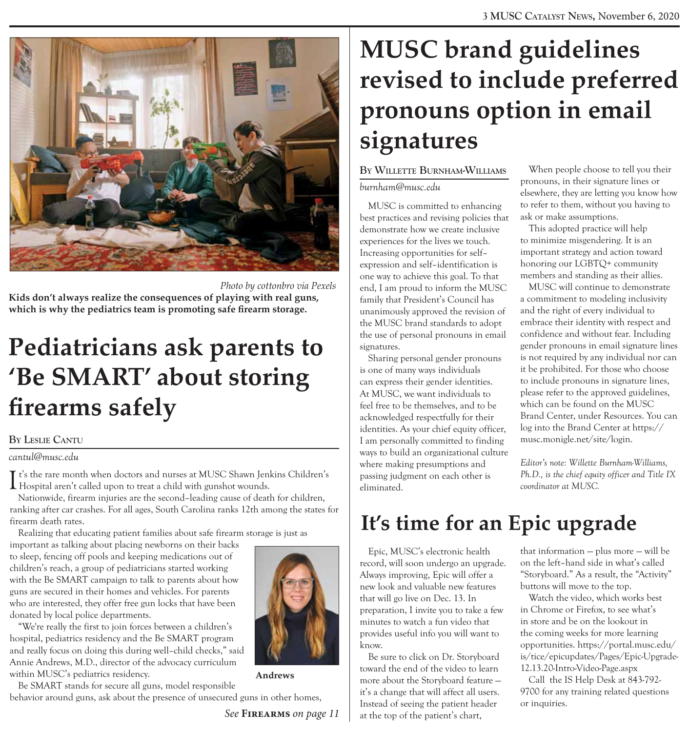Photo by cottonbro via Pexels

**Kids don't always realize the consequences of playing with real guns, which is why the pediatrics team is promoting safe firearm storage.**

# Pediatricians ask parents to 'Be SMART' about storing firearms safely

**By Leslie Cantu**

*cantul@musc.edu*

It's the rare month when doctors and nurses at MUSC Shawn Jenkins Children's Hospital aren't called upon to treat a child with gunshot wounds.

Nationwide, firearm injuries are the second–leading cause of death for children, ranking after car crashes. For all ages, South Carolina ranks 12th among the states for firearm death rates.

Realizing that educating patient families about safe firearm storage is just as important as talking about placing newborns on their backs to sleep, fencing off pools and keeping medications out of children's reach, a group of pediatricians started working with the Be SMART campaign to talk to parents about how guns are secured in their homes and vehicles. For parents who are interested, they offer free gun locks that have been donated by local police departments.

"We're really the first to join forces between a children's hospital, pediatrics residency and the Be SMART program and really focus on doing this during well–child checks," said Annie Andrews, M.D., director of the advocacy curriculum within MUSC's pediatrics residency.

**Andrews**

Be SMART stands for secure all guns, model responsible behavior around guns, ask about the presence of unsecured guns in other homes,

*See* **Firearms** *on page 11*

# MUSC brand guidelines revised to include preferred pronouns option in email signatures

**By Willette Burnham-Williams**

*burnham@musc.edu*

MUSC is committed to enhancing best practices and revising policies that demonstrate how we create inclusive experiences for the lives we touch. Increasing opportunities for self–expression and self–identification is one way to achieve this goal. To that end, I am proud to inform the MUSC family that President's Council has unanimously approved the revision of the MUSC brand standards to adopt the use of personal pronouns in email signatures.

Sharing personal gender pronouns is one of many ways individuals can express their gender identities. At MUSC, we want individuals to feel free to be themselves, and to be acknowledged respectfully for their identities. As your chief equity officer, I am personally committed to finding ways to build an organizational culture where making presumptions and passing judgment on each other is eliminated.

When people choose to tell you their pronouns, in their signature lines or elsewhere, they are letting you know how to refer to them, without you having to ask or make assumptions.

This adopted practice will help to minimize misgendering. It is an important strategy and action toward honoring our LGBTQ+ community members and standing as their allies.

MUSC will continue to demonstrate a commitment to modeling inclusivity and the right of every individual to embrace their identity with respect and confidence and without fear. Including gender pronouns in email signature lines is not required by any individual nor can it be prohibited. For those who choose to include pronouns in signature lines, please refer to the approved guidelines, which can be found on the MUSC Brand Center, under Resources. You can log into the Brand Center at https://musc.monigle.net/site/login.

*Editor's note: Willette Burnham-Williams, Ph.D., is the chief equity officer and Title IX coordinator at MUSC.*

# It's time for an Epic upgrade

Epic, MUSC's electronic health record, will soon undergo an upgrade. Always improving, Epic will offer a new look and valuable new features that will go live on Dec. 13. In preparation, I invite you to take a few minutes to watch a fun video that provides useful info you will want to know.

Be sure to click on Dr. Storyboard toward the end of the video to learn more about the Storyboard feature — it's a change that will affect all users. Instead of seeing the patient header at the top of the patient's chart, that information — plus more — will be on the left–hand side in what's called "Storyboard." As a result, the "Activity" buttons will move to the top.

Watch the video, which works best in Chrome or Firefox, to see what's in store and be on the lookout in the coming weeks for more learning opportunities. https://portal.musc.edu/is/tice/epicupdates/Pages/Epic-Upgrade-12.13.20-Intro-Video-Page.aspx

Call the IS Help Desk at 843-792-9700 for any training related questions or inquiries.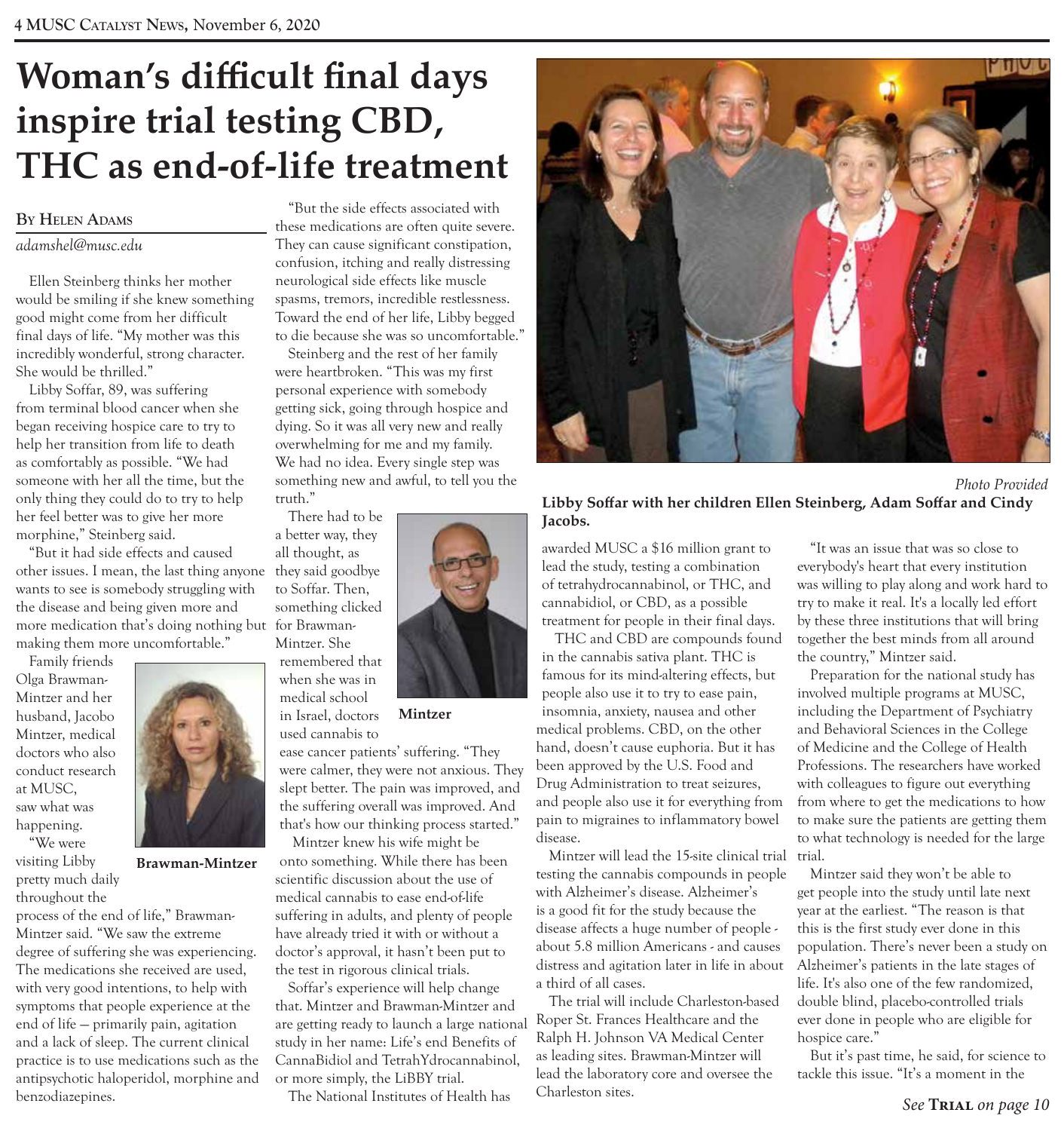# Woman's difficult final days inspire trial testing CBD, THC as end-of-life treatment

**By Helen Adams**

*adamshel@musc.edu*

Ellen Steinberg thinks her mother would be smiling if she knew something good might come from her difficult final days of life. "My mother was this incredibly wonderful, strong character. She would be thrilled."

Libby Soffar, 89, was suffering from terminal blood cancer when she began receiving hospice care to try to help her transition from life to death as comfortably as possible. "We had someone with her all the time, but the only thing they could do to try to help her feel better was to give her more morphine," Steinberg said.

"But it had side effects and caused other issues. I mean, the last thing anyone wants to see is somebody struggling with the disease and being given more and more medication that's doing nothing but making them more uncomfortable."

Family friends Olga Brawman-Mintzer and her husband, Jacobo Mintzer, medical doctors who also conduct research at MUSC, saw what was happening.

Brawman-Mintzer

"We were visiting Libby pretty much daily throughout the process of the end of life," Brawman-Mintzer said. "We saw the extreme degree of suffering she was experiencing. The medications she received are used, with very good intentions, to help with symptoms that people experience at the end of life — primarily pain, agitation and a lack of sleep. The current clinical practice is to use medications such as the antipsychotic haloperidol, morphine and benzodiazepines.

"But the side effects associated with these medications are often quite severe. They can cause significant constipation, confusion, itching and really distressing neurological side effects like muscle spasms, tremors, incredible restlessness. Toward the end of her life, Libby begged to die because she was so uncomfortable."

Steinberg and the rest of her family were heartbroken. "This was my first personal experience with somebody getting sick, going through hospice and dying. So it was all very new and really overwhelming for me and my family. We had no idea. Every single step was something new and awful, to tell you the truth."

There had to be a better way, they all thought, as they said goodbye to Soffar. Then, something clicked for Brawman-Mintzer. She remembered that when she was in medical school in Israel, doctors used cannabis to ease cancer patients' suffering. "They were calmer, they were not anxious. They slept better. The pain was improved, and the suffering overall was improved. And that's how our thinking process started."

Mintzer

Mintzer knew his wife might be onto something. While there has been scientific discussion about the use of medical cannabis to ease end-of-life suffering in adults, and plenty of people have already tried it with or without a doctor's approval, it hasn't been put to the test in rigorous clinical trials.

Soffar's experience will help change that. Mintzer and Brawman-Mintzer and are getting ready to launch a large national study in her name: Life's end Benefits of CannaBidiol and TetrahYdrocannabinol, or more simply, the LiBBY trial.

Photo Provided

**Libby Soffar with her children Ellen Steinberg, Adam Soffar and Cindy Jacobs.**

The National Institutes of Health has awarded MUSC a $16 million grant to lead the study, testing a combination of tetrahydrocannabinol, or THC, and cannabidiol, or CBD, as a possible treatment for people in their final days.

THC and CBD are compounds found in the cannabis sativa plant. THC is famous for its mind-altering effects, but people also use it to try to ease pain, insomnia, anxiety, nausea and other medical problems. CBD, on the other hand, doesn't cause euphoria. But it has been approved by the U.S. Food and Drug Administration to treat seizures, and people also use it for everything from pain to migraines to inflammatory bowel disease.

Mintzer will lead the 15-site clinical trial testing the cannabis compounds in people with Alzheimer's disease. Alzheimer's is a good fit for the study because the disease affects a huge number of people - about 5.8 million Americans - and causes distress and agitation later in life in about a third of all cases.

The trial will include Charleston-based Roper St. Frances Healthcare and the Ralph H. Johnson VA Medical Center as leading sites. Brawman-Mintzer will lead the laboratory core and oversee the Charleston sites.

"It was an issue that was so close to everybody's heart that every institution was willing to play along and work hard to try to make it real. It's a locally led effort by these three institutions that will bring together the best minds from all around the country," Mintzer said.

Preparation for the national study has involved multiple programs at MUSC, including the Department of Psychiatry and Behavioral Sciences in the College of Medicine and the College of Health Professions. The researchers have worked with colleagues to figure out everything from where to get the medications to how to make sure the patients are getting them to what technology is needed for the large trial.

Mintzer said they won't be able to get people into the study until late next year at the earliest. "The reason is that this is the first study ever done in this population. There's never been a study on Alzheimer's patients in the late stages of life. It's also one of the few randomized, double blind, placebo-controlled trials ever done in people who are eligible for hospice care."

But it's past time, he said, for science to tackle this issue. "It's a moment in the

*See* **Trial** *on page 10*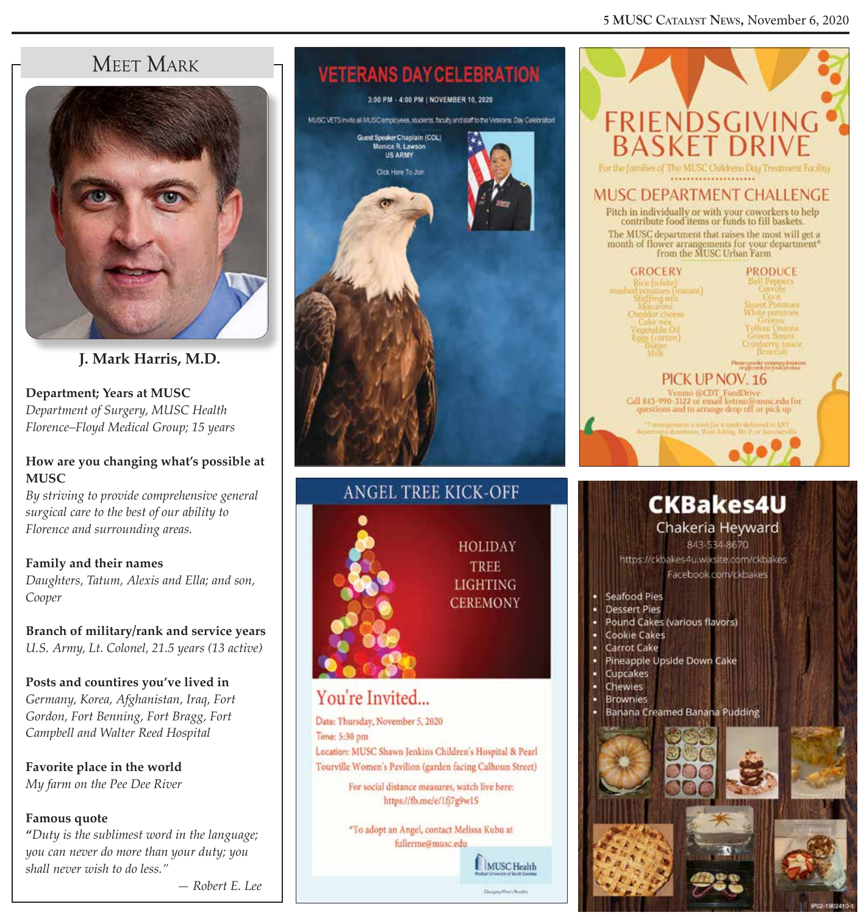## Meet Mark

**J. Mark Harris, M.D.**

**Department; Years at MUSC**
*Department of Surgery, MUSC Health Florence–Floyd Medical Group; 15 years*

**How are you changing what's possible at MUSC**
*By striving to provide comprehensive general surgical care to the best of our ability to Florence and surrounding areas.*

**Family and their names**
*Daughters, Tatum, Alexis and Ella; and son, Cooper*

**Branch of military/rank and service years**
*U.S. Army, Lt. Colonel, 21.5 years (13 active)*

**Posts and countires you've lived in**
*Germany, Korea, Afghanistan, Iraq, Fort Gordon, Fort Benning, Fort Bragg, Fort Campbell and Walter Reed Hospital*

**Favorite place in the world**
*My farm on the Pee Dee River*

**Famous quote**
*"Duty is the sublimest word in the language; you can never do more than your duty; you shall never wish to do less."*

*— Robert E. Lee*

## VETERANS DAY CELEBRATION

3:00 PM - 4:00 PM | NOVEMBER 10, 2020

MUSC VETS invite all MUSC employees, students, faculty and staff to the Veterans Day Celebration!

Guest Speaker Chaplain (COL) Monica R. Lawson US ARMY

Click Here To Join

## FRIENDSGIVING BASKET DRIVE

For the families of The MUSC Childrens Day Treatment Facility

### MUSC DEPARTMENT CHALLENGE

Pitch in individually or with your coworkers to help contribute food items or funds to fill baskets.

The MUSC department that raises the most will get a month of flower arrangements for your department* from the MUSC Urban Farm

**GROCERY**
- Rice (white)
- mashed potatoes (instant)
- Stuffing mix
- Macaroni
- Cheddar cheese
- Cake mix
- Vegetable Oil
- Eggs (carton)
- Butter
- Milk

**PRODUCE**
- Bell Peppers
- Carrots
- Corn
- Sweet Potatoes
- White potatoes
- Greens
- Yellow Onions
- Green Beans
- Cranberry sauce
- Broccoli

Please consider monetary donations or giftcards for fresh produce

**PICK UP NOV. 16**

Venmo @CDT_FoodDrive
Call 843-990-3122 or email ketron@musc.edu for questions and to arrange drop off or pick up

*1 arrangement a week for 4 weeks delivered to ANY department downtown, West Ashley, Mt. P, or Summerville

## ANGEL TREE KICK-OFF

HOLIDAY TREE LIGHTING CEREMONY

### You're Invited...

Date: Thursday, November 5, 2020
Time: 5:30 pm
Location: MUSC Shawn Jenkins Children's Hospital & Pearl Tourville Women's Pavilion (garden facing Calhoun Street)

For social distance measures, watch live here: https://fb.me/e/1fj7g9w1S

*To adopt an Angel, contact Melissa Kubu at fullerme@musc.edu

MUSC Health

## CKBakes4U

Chakeria Heyward
843-534-8670
https://ckbakes4u.wixsite.com/ckbakes
Facebook.com/ckbakes

- Seafood Pies
- Dessert Pies
- Pound Cakes (various flavors)
- Cookie Cakes
- Carrot Cake
- Pineapple Upside Down Cake
- Cupcakes
- Chewies
- Brownies
- Banana Creamed Banana Pudding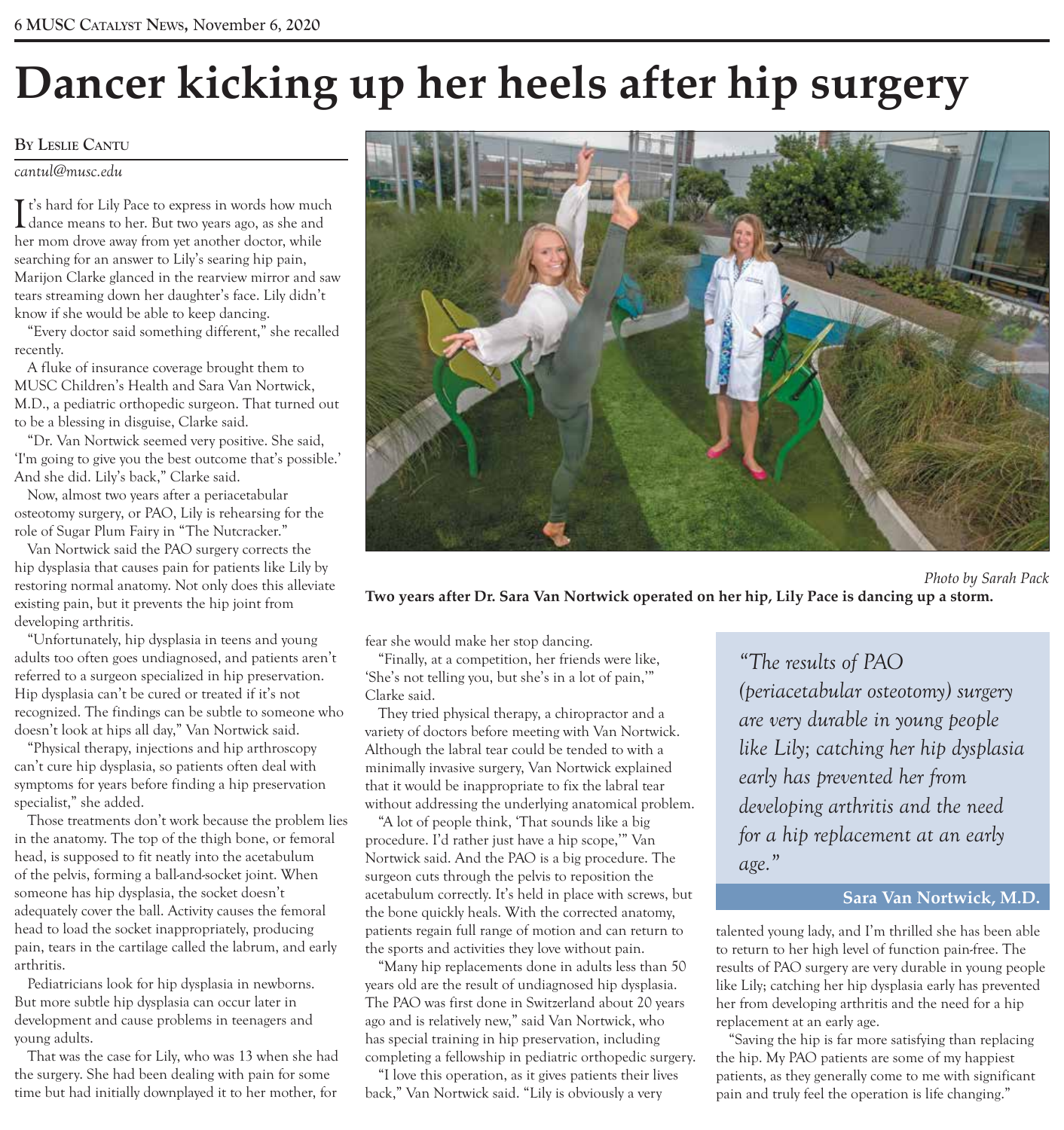# Dancer kicking up her heels after hip surgery

**By Leslie Cantu**

*cantul@musc.edu*

It's hard for Lily Pace to express in words how much dance means to her. But two years ago, as she and her mom drove away from yet another doctor, while searching for an answer to Lily's searing hip pain, Marijon Clarke glanced in the rearview mirror and saw tears streaming down her daughter's face. Lily didn't know if she would be able to keep dancing.

"Every doctor said something different," she recalled recently.

A fluke of insurance coverage brought them to MUSC Children's Health and Sara Van Nortwick, M.D., a pediatric orthopedic surgeon. That turned out to be a blessing in disguise, Clarke said.

"Dr. Van Nortwick seemed very positive. She said, 'I'm going to give you the best outcome that's possible.' And she did. Lily's back," Clarke said.

Now, almost two years after a periacetabular osteotomy surgery, or PAO, Lily is rehearsing for the role of Sugar Plum Fairy in "The Nutcracker."

Van Nortwick said the PAO surgery corrects the hip dysplasia that causes pain for patients like Lily by restoring normal anatomy. Not only does this alleviate existing pain, but it prevents the hip joint from developing arthritis.

"Unfortunately, hip dysplasia in teens and young adults too often goes undiagnosed, and patients aren't referred to a surgeon specialized in hip preservation. Hip dysplasia can't be cured or treated if it's not recognized. The findings can be subtle to someone who doesn't look at hips all day," Van Nortwick said.

"Physical therapy, injections and hip arthroscopy can't cure hip dysplasia, so patients often deal with symptoms for years before finding a hip preservation specialist," she added.

Those treatments don't work because the problem lies in the anatomy. The top of the thigh bone, or femoral head, is supposed to fit neatly into the acetabulum of the pelvis, forming a ball-and-socket joint. When someone has hip dysplasia, the socket doesn't adequately cover the ball. Activity causes the femoral head to load the socket inappropriately, producing pain, tears in the cartilage called the labrum, and early arthritis.

Pediatricians look for hip dysplasia in newborns. But more subtle hip dysplasia can occur later in development and cause problems in teenagers and young adults.

That was the case for Lily, who was 13 when she had the surgery. She had been dealing with pain for some time but had initially downplayed it to her mother, for fear she would make her stop dancing.

"Finally, at a competition, her friends were like, 'She's not telling you, but she's in a lot of pain,'" Clarke said.

They tried physical therapy, a chiropractor and a variety of doctors before meeting with Van Nortwick. Although the labral tear could be tended to with a minimally invasive surgery, Van Nortwick explained that it would be inappropriate to fix the labral tear without addressing the underlying anatomical problem.

"A lot of people think, 'That sounds like a big procedure. I'd rather just have a hip scope,'" Van Nortwick said. And the PAO is a big procedure. The surgeon cuts through the pelvis to reposition the acetabulum correctly. It's held in place with screws, but the bone quickly heals. With the corrected anatomy, patients regain full range of motion and can return to the sports and activities they love without pain.

"Many hip replacements done in adults less than 50 years old are the result of undiagnosed hip dysplasia. The PAO was first done in Switzerland about 20 years ago and is relatively new," said Van Nortwick, who has special training in hip preservation, including completing a fellowship in pediatric orthopedic surgery.

"I love this operation, as it gives patients their lives back," Van Nortwick said. "Lily is obviously a very talented young lady, and I'm thrilled she has been able to return to her high level of function pain-free. The results of PAO surgery are very durable in young people like Lily; catching her hip dysplasia early has prevented her from developing arthritis and the need for a hip replacement at an early age.

"Saving the hip is far more satisfying than replacing the hip. My PAO patients are some of my happiest patients, as they generally come to me with significant pain and truly feel the operation is life changing."

Photo by Sarah Pack

**Two years after Dr. Sara Van Nortwick operated on her hip, Lily Pace is dancing up a storm.**

> *"The results of PAO (periacetabular osteotomy) surgery are very durable in young people like Lily; catching her hip dysplasia early has prevented her from developing arthritis and the need for a hip replacement at an early age."*
>
> **Sara Van Nortwick, M.D.**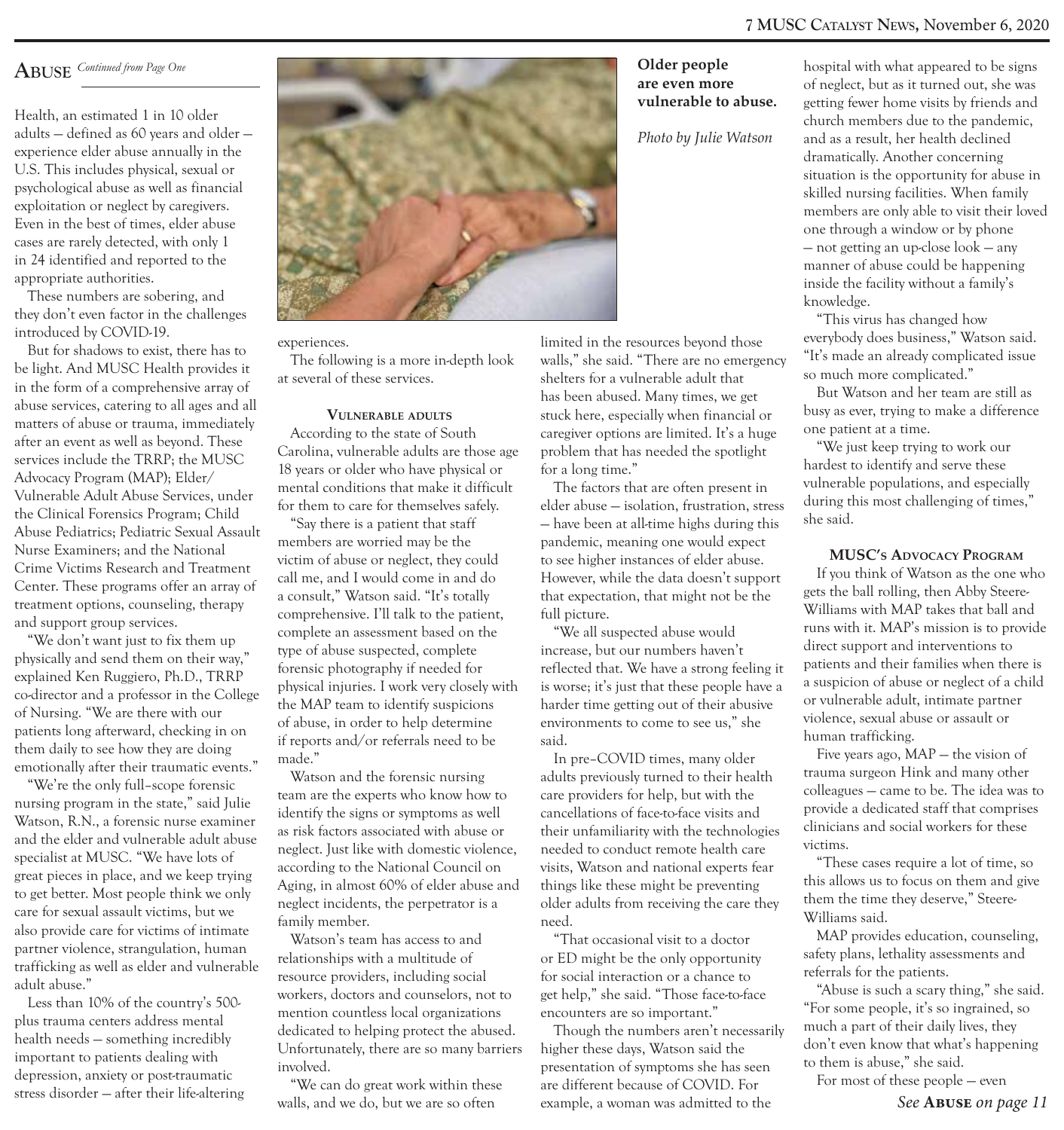## Abuse *Continued from Page One*

Health, an estimated 1 in 10 older adults — defined as 60 years and older — experience elder abuse annually in the U.S. This includes physical, sexual or psychological abuse as well as financial exploitation or neglect by caregivers. Even in the best of times, elder abuse cases are rarely detected, with only 1 in 24 identified and reported to the appropriate authorities.

These numbers are sobering, and they don't even factor in the challenges introduced by COVID-19.

But for shadows to exist, there has to be light. And MUSC Health provides it in the form of a comprehensive array of abuse services, catering to all ages and all matters of abuse or trauma, immediately after an event as well as beyond. These services include the TRRP; the MUSC Advocacy Program (MAP); Elder/Vulnerable Adult Abuse Services, under the Clinical Forensics Program; Child Abuse Pediatrics; Pediatric Sexual Assault Nurse Examiners; and the National Crime Victims Research and Treatment Center. These programs offer an array of treatment options, counseling, therapy and support group services.

"We don't want just to fix them up physically and send them on their way," explained Ken Ruggiero, Ph.D., TRRP co-director and a professor in the College of Nursing. "We are there with our patients long afterward, checking in on them daily to see how they are doing emotionally after their traumatic events."

"We're the only full–scope forensic nursing program in the state," said Julie Watson, R.N., a forensic nurse examiner and the elder and vulnerable adult abuse specialist at MUSC. "We have lots of great pieces in place, and we keep trying to get better. Most people think we only care for sexual assault victims, but we also provide care for victims of intimate partner violence, strangulation, human trafficking as well as elder and vulnerable adult abuse."

Less than 10% of the country's 500-plus trauma centers address mental health needs — something incredibly important to patients dealing with depression, anxiety or post-traumatic stress disorder — after their life-altering experiences.

The following is a more in-depth look at several of these services.

**Older people are even more vulnerable to abuse.**

*Photo by Julie Watson*

### Vulnerable adults

According to the state of South Carolina, vulnerable adults are those age 18 years or older who have physical or mental conditions that make it difficult for them to care for themselves safely.

"Say there is a patient that staff members are worried may be the victim of abuse or neglect, they could call me, and I would come in and do a consult," Watson said. "It's totally comprehensive. I'll talk to the patient, complete an assessment based on the type of abuse suspected, complete forensic photography if needed for physical injuries. I work very closely with the MAP team to identify suspicions of abuse, in order to help determine if reports and/or referrals need to be made."

Watson and the forensic nursing team are the experts who know how to identify the signs or symptoms as well as risk factors associated with abuse or neglect. Just like with domestic violence, according to the National Council on Aging, in almost 60% of elder abuse and neglect incidents, the perpetrator is a family member.

Watson's team has access to and relationships with a multitude of resource providers, including social workers, doctors and counselors, not to mention countless local organizations dedicated to helping protect the abused. Unfortunately, there are so many barriers involved.

"We can do great work within these walls, and we do, but we are so often limited in the resources beyond those walls," she said. "There are no emergency shelters for a vulnerable adult that has been abused. Many times, we get stuck here, especially when financial or caregiver options are limited. It's a huge problem that has needed the spotlight for a long time."

The factors that are often present in elder abuse — isolation, frustration, stress — have been at all-time highs during this pandemic, meaning one would expect to see higher instances of elder abuse. However, while the data doesn't support that expectation, that might not be the full picture.

"We all suspected abuse would increase, but our numbers haven't reflected that. We have a strong feeling it is worse; it's just that these people have a harder time getting out of their abusive environments to come to see us," she said.

In pre–COVID times, many older adults previously turned to their health care providers for help, but with the cancellations of face-to-face visits and their unfamiliarity with the technologies needed to conduct remote health care visits, Watson and national experts fear things like these might be preventing older adults from receiving the care they need.

"That occasional visit to a doctor or ED might be the only opportunity for social interaction or a chance to get help," she said. "Those face-to-face encounters are so important."

Though the numbers aren't necessarily higher these days, Watson said the presentation of symptoms she has seen are different because of COVID. For example, a woman was admitted to the hospital with what appeared to be signs of neglect, but as it turned out, she was getting fewer home visits by friends and church members due to the pandemic, and as a result, her health declined dramatically. Another concerning situation is the opportunity for abuse in skilled nursing facilities. When family members are only able to visit their loved one through a window or by phone — not getting an up-close look — any manner of abuse could be happening inside the facility without a family's knowledge.

"This virus has changed how everybody does business," Watson said. "It's made an already complicated issue so much more complicated."

But Watson and her team are still as busy as ever, trying to make a difference one patient at a time.

"We just keep trying to work our hardest to identify and serve these vulnerable populations, and especially during this most challenging of times," she said.

### MUSC's Advocacy Program

If you think of Watson as the one who gets the ball rolling, then Abby Steere-Williams with MAP takes that ball and runs with it. MAP's mission is to provide direct support and interventions to patients and their families when there is a suspicion of abuse or neglect of a child or vulnerable adult, intimate partner violence, sexual abuse or assault or human trafficking.

Five years ago, MAP — the vision of trauma surgeon Hink and many other colleagues — came to be. The idea was to provide a dedicated staff that comprises clinicians and social workers for these victims.

"These cases require a lot of time, so this allows us to focus on them and give them the time they deserve," Steere-Williams said.

MAP provides education, counseling, safety plans, lethality assessments and referrals for the patients.

"Abuse is such a scary thing," she said. "For some people, it's so ingrained, so much a part of their daily lives, they don't even know that what's happening to them is abuse," she said.

For most of these people — even

*See **Abuse** on page 11*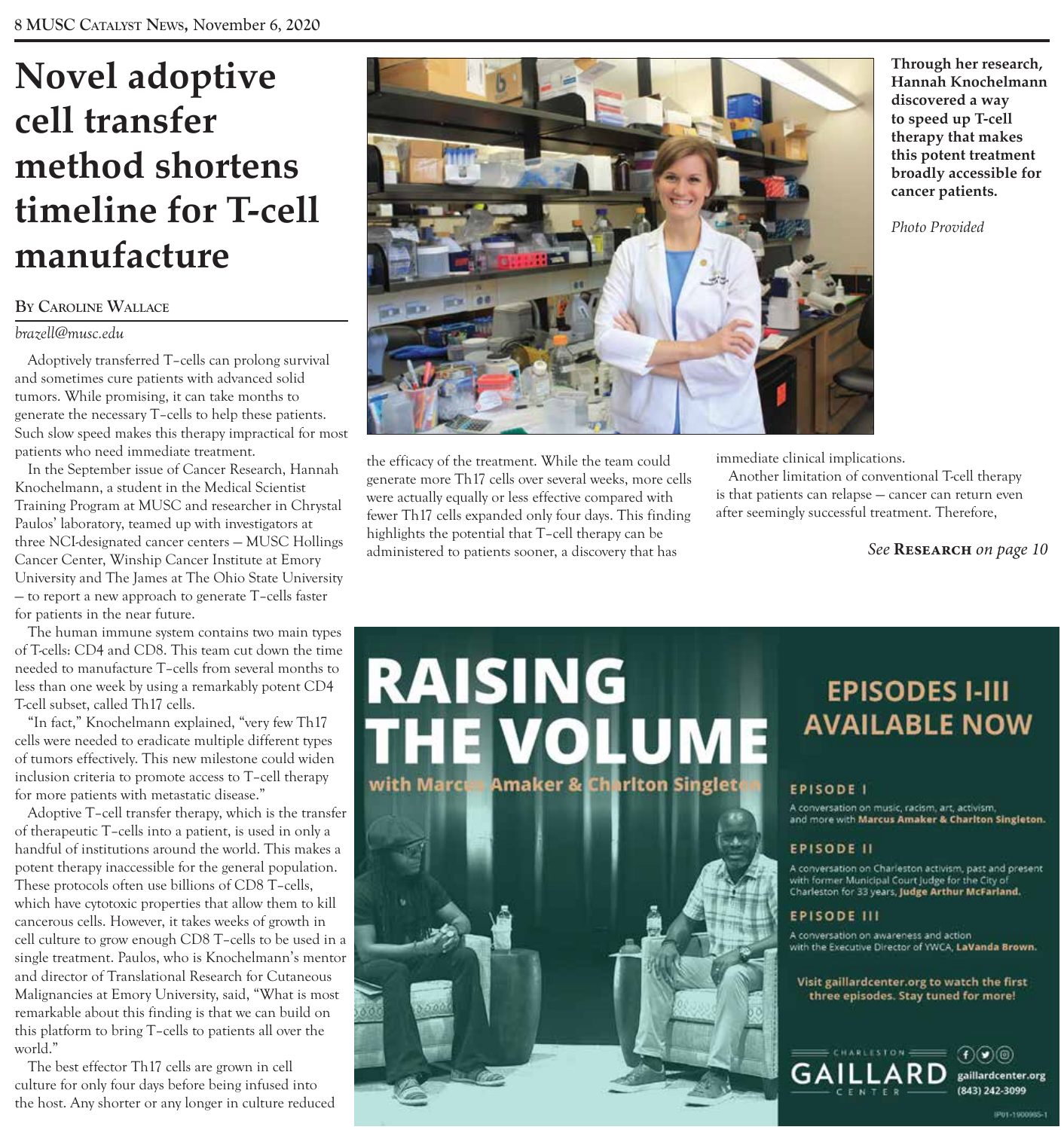# Novel adoptive cell transfer method shortens timeline for T-cell manufacture

**By Caroline Wallace**

*brazell@musc.edu*

Adoptively transferred T–cells can prolong survival and sometimes cure patients with advanced solid tumors. While promising, it can take months to generate the necessary T–cells to help these patients. Such slow speed makes this therapy impractical for most patients who need immediate treatment.

In the September issue of Cancer Research, Hannah Knochelmann, a student in the Medical Scientist Training Program at MUSC and researcher in Chrystal Paulos' laboratory, teamed up with investigators at three NCI-designated cancer centers — MUSC Hollings Cancer Center, Winship Cancer Institute at Emory University and The James at The Ohio State University — to report a new approach to generate T–cells faster for patients in the near future.

The human immune system contains two main types of T-cells: CD4 and CD8. This team cut down the time needed to manufacture T–cells from several months to less than one week by using a remarkably potent CD4 T-cell subset, called Th17 cells.

"In fact," Knochelmann explained, "very few Th17 cells were needed to eradicate multiple different types of tumors effectively. This new milestone could widen inclusion criteria to promote access to T–cell therapy for more patients with metastatic disease."

Adoptive T–cell transfer therapy, which is the transfer of therapeutic T–cells into a patient, is used in only a handful of institutions around the world. This makes a potent therapy inaccessible for the general population. These protocols often use billions of CD8 T–cells, which have cytotoxic properties that allow them to kill cancerous cells. However, it takes weeks of growth in cell culture to grow enough CD8 T–cells to be used in a single treatment. Paulos, who is Knochelmann's mentor and director of Translational Research for Cutaneous Malignancies at Emory University, said, "What is most remarkable about this finding is that we can build on this platform to bring T–cells to patients all over the world."

The best effector Th17 cells are grown in cell culture for only four days before being infused into the host. Any shorter or any longer in culture reduced the efficacy of the treatment. While the team could generate more Th17 cells over several weeks, more cells were actually equally or less effective compared with fewer Th17 cells expanded only four days. This finding highlights the potential that T–cell therapy can be administered to patients sooner, a discovery that has immediate clinical implications.

Another limitation of conventional T-cell therapy is that patients can relapse — cancer can return even after seemingly successful treatment. Therefore,

*See* **Research** *on page 10*

**Through her research, Hannah Knochelmann discovered a way to speed up T-cell therapy that makes this potent treatment broadly accessible for cancer patients.**

*Photo Provided*

**RAISING THE VOLUME**

**with Marcus Amaker & Charlton Singleton**

**EPISODES I-III AVAILABLE NOW**

**EPISODE I**

A conversation on music, racism, art, activism, and more with **Marcus Amaker & Charlton Singleton.**

**EPISODE II**

A conversation on Charleston activism, past and present with former Municipal Court Judge for the City of Charleston for 33 years, **Judge Arthur McFarland.**

**EPISODE III**

A conversation on awareness and action with the Executive Director of YWCA, **LaVanda Brown.**

**Visit gaillardcenter.org to watch the first three episodes. Stay tuned for more!**

CHARLESTON GAILLARD CENTER

gaillardcenter.org
(843) 242-3099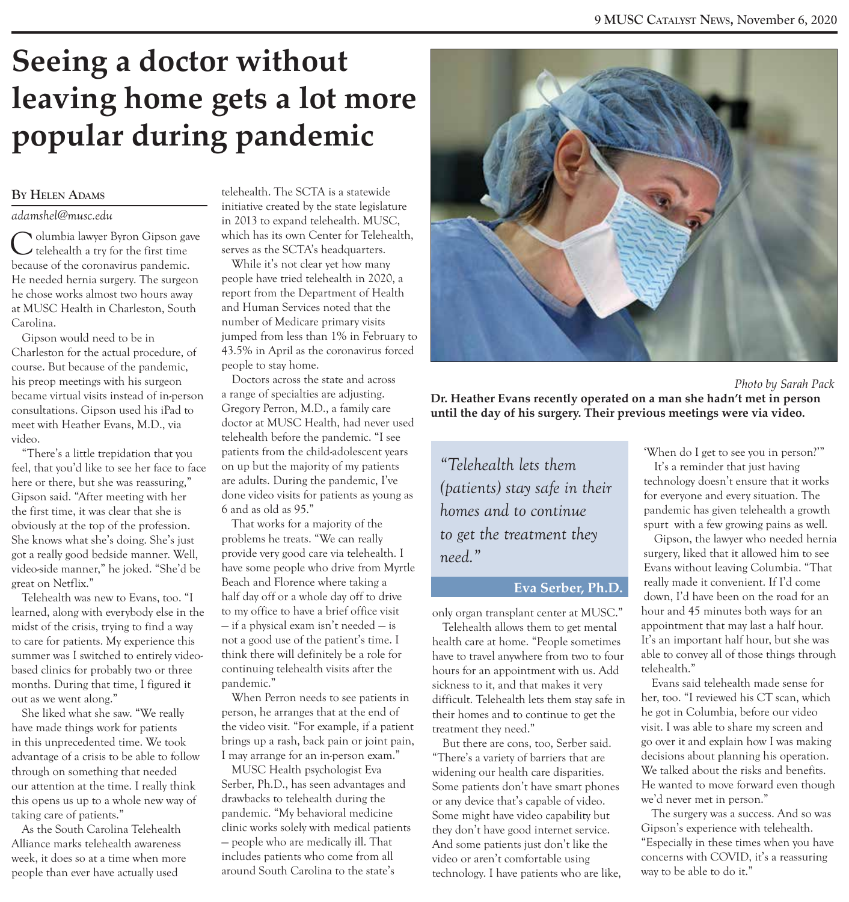# Seeing a doctor without leaving home gets a lot more popular during pandemic

**By Helen Adams**

*adamshel@musc.edu*

Columbia lawyer Byron Gipson gave telehealth a try for the first time because of the coronavirus pandemic. He needed hernia surgery. The surgeon he chose works almost two hours away at MUSC Health in Charleston, South Carolina.

Gipson would need to be in Charleston for the actual procedure, of course. But because of the pandemic, his preop meetings with his surgeon became virtual visits instead of in-person consultations. Gipson used his iPad to meet with Heather Evans, M.D., via video.

"There's a little trepidation that you feel, that you'd like to see her face to face here or there, but she was reassuring," Gipson said. "After meeting with her the first time, it was clear that she is obviously at the top of the profession. She knows what she's doing. She's just got a really good bedside manner. Well, video-side manner," he joked. "She'd be great on Netflix."

Telehealth was new to Evans, too. "I learned, along with everybody else in the midst of the crisis, trying to find a way to care for patients. My experience this summer was I switched to entirely video-based clinics for probably two or three months. During that time, I figured it out as we went along."

She liked what she saw. "We really have made things work for patients in this unprecedented time. We took advantage of a crisis to be able to follow through on something that needed our attention at the time. I really think this opens us up to a whole new way of taking care of patients."

As the South Carolina Telehealth Alliance marks telehealth awareness week, it does so at a time when more people than ever have actually used telehealth. The SCTA is a statewide initiative created by the state legislature in 2013 to expand telehealth. MUSC, which has its own Center for Telehealth, serves as the SCTA's headquarters.

While it's not clear yet how many people have tried telehealth in 2020, a report from the Department of Health and Human Services noted that the number of Medicare primary visits jumped from less than 1% in February to 43.5% in April as the coronavirus forced people to stay home.

Doctors across the state and across a range of specialties are adjusting. Gregory Perron, M.D., a family care doctor at MUSC Health, had never used telehealth before the pandemic. "I see patients from the child-adolescent years on up but the majority of my patients are adults. During the pandemic, I've done video visits for patients as young as 6 and as old as 95."

That works for a majority of the problems he treats. "We can really provide very good care via telehealth. I have some people who drive from Myrtle Beach and Florence where taking a half day off or a whole day off to drive to my office to have a brief office visit — if a physical exam isn't needed — is not a good use of the patient's time. I think there will definitely be a role for continuing telehealth visits after the pandemic."

When Perron needs to see patients in person, he arranges that at the end of the video visit. "For example, if a patient brings up a rash, back pain or joint pain, I may arrange for an in-person exam."

MUSC Health psychologist Eva Serber, Ph.D., has seen advantages and drawbacks to telehealth during the pandemic. "My behavioral medicine clinic works solely with medical patients — people who are medically ill. That includes patients who come from all around South Carolina to the state's only organ transplant center at MUSC."

Telehealth allows them to get mental health care at home. "People sometimes have to travel anywhere from two to four hours for an appointment with us. Add sickness to it, and that makes it very difficult. Telehealth lets them stay safe in their homes and to continue to get the treatment they need."

But there are cons, too, Serber said. "There's a variety of barriers that are widening our health care disparities. Some patients don't have smart phones or any device that's capable of video. Some might have video capability but they don't have good internet service. And some patients just don't like the video or aren't comfortable using technology. I have patients who are like, 'When do I get to see you in person?'"

It's a reminder that just having technology doesn't ensure that it works for everyone and every situation. The pandemic has given telehealth a growth spurt with a few growing pains as well.

Gipson, the lawyer who needed hernia surgery, liked that it allowed him to see Evans without leaving Columbia. "That really made it convenient. If I'd come down, I'd have been on the road for an hour and 45 minutes both ways for an appointment that may last a half hour. It's an important half hour, but she was able to convey all of those things through telehealth."

Evans said telehealth made sense for her, too. "I reviewed his CT scan, which he got in Columbia, before our video visit. I was able to share my screen and go over it and explain how I was making decisions about planning his operation. We talked about the risks and benefits. He wanted to move forward even though we'd never met in person."

The surgery was a success. And so was Gipson's experience with telehealth. "Especially in these times when you have concerns with COVID, it's a reassuring way to be able to do it."

> *"Telehealth lets them (patients) stay safe in their homes and to continue to get the treatment they need."*
>
> **Eva Serber, Ph.D.**

*Photo by Sarah Pack*

**Dr. Heather Evans recently operated on a man she hadn't met in person until the day of his surgery. Their previous meetings were via video.**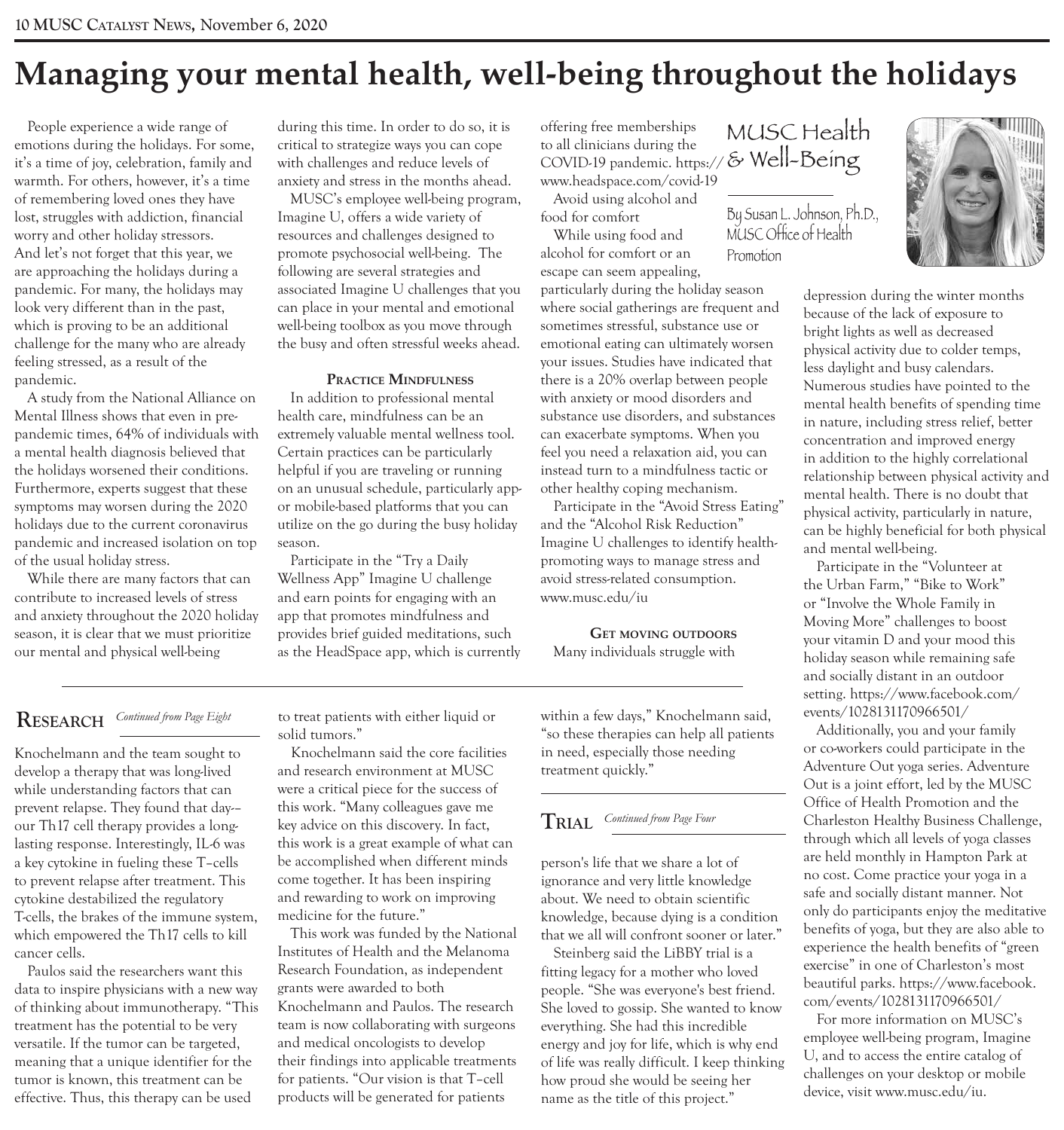# Managing your mental health, well-being throughout the holidays

MUSC Health & Well-Being

By Susan L. Johnson, Ph.D., MUSC Office of Health Promotion

People experience a wide range of emotions during the holidays. For some, it's a time of joy, celebration, family and warmth. For others, however, it's a time of remembering loved ones they have lost, struggles with addiction, financial worry and other holiday stressors. And let's not forget that this year, we are approaching the holidays during a pandemic. For many, the holidays may look very different than in the past, which is proving to be an additional challenge for the many who are already feeling stressed, as a result of the pandemic.

A study from the National Alliance on Mental Illness shows that even in pre-pandemic times, 64% of individuals with a mental health diagnosis believed that the holidays worsened their conditions. Furthermore, experts suggest that these symptoms may worsen during the 2020 holidays due to the current coronavirus pandemic and increased isolation on top of the usual holiday stress.

While there are many factors that can contribute to increased levels of stress and anxiety throughout the 2020 holiday season, it is clear that we must prioritize our mental and physical well-being during this time. In order to do so, it is critical to strategize ways you can cope with challenges and reduce levels of anxiety and stress in the months ahead.

MUSC's employee well-being program, Imagine U, offers a wide variety of resources and challenges designed to promote psychosocial well-being. The following are several strategies and associated Imagine U challenges that you can place in your mental and emotional well-being toolbox as you move through the busy and often stressful weeks ahead.

### Practice Mindfulness

In addition to professional mental health care, mindfulness can be an extremely valuable mental wellness tool. Certain practices can be particularly helpful if you are traveling or running on an unusual schedule, particularly app- or mobile-based platforms that you can utilize on the go during the busy holiday season.

Participate in the "Try a Daily Wellness App" Imagine U challenge and earn points for engaging with an app that promotes mindfulness and provides brief guided meditations, such as the HeadSpace app, which is currently offering free memberships to all clinicians during the COVID-19 pandemic. https://www.headspace.com/covid-19

Avoid using alcohol and food for comfort

While using food and alcohol for comfort or an escape can seem appealing, particularly during the holiday season where social gatherings are frequent and sometimes stressful, substance use or emotional eating can ultimately worsen your issues. Studies have indicated that there is a 20% overlap between people with anxiety or mood disorders and substance use disorders, and substances can exacerbate symptoms. When you feel you need a relaxation aid, you can instead turn to a mindfulness tactic or other healthy coping mechanism.

Participate in the "Avoid Stress Eating" and the "Alcohol Risk Reduction" Imagine U challenges to identify health-promoting ways to manage stress and avoid stress-related consumption. www.musc.edu/iu

### Get moving outdoors

Many individuals struggle with depression during the winter months because of the lack of exposure to bright lights as well as decreased physical activity due to colder temps, less daylight and busy calendars. Numerous studies have pointed to the mental health benefits of spending time in nature, including stress relief, better concentration and improved energy in addition to the highly correlational relationship between physical activity and mental health. There is no doubt that physical activity, particularly in nature, can be highly beneficial for both physical and mental well-being.

Participate in the "Volunteer at the Urban Farm," "Bike to Work" or "Involve the Whole Family in Moving More" challenges to boost your vitamin D and your mood this holiday season while remaining safe and socially distant in an outdoor setting. https://www.facebook.com/events/1028131170966501/

Additionally, you and your family or co-workers could participate in the Adventure Out yoga series. Adventure Out is a joint effort, led by the MUSC Office of Health Promotion and the Charleston Healthy Business Challenge, through which all levels of yoga classes are held monthly in Hampton Park at no cost. Come practice your yoga in a safe and socially distant manner. Not only do participants enjoy the meditative benefits of yoga, but they are also able to experience the health benefits of "green exercise" in one of Charleston's most beautiful parks. https://www.facebook.com/events/1028131170966501/

For more information on MUSC's employee well-being program, Imagine U, and to access the entire catalog of challenges on your desktop or mobile device, visit www.musc.edu/iu.

---

## Research *Continued from Page Eight*

Knochelmann and the team sought to develop a therapy that was long-lived while understanding factors that can prevent relapse. They found that day-- our Th17 cell therapy provides a long-lasting response. Interestingly, IL-6 was a key cytokine in fueling these T–cells to prevent relapse after treatment. This cytokine destabilized the regulatory T-cells, the brakes of the immune system, which empowered the Th17 cells to kill cancer cells.

Paulos said the researchers want this data to inspire physicians with a new way of thinking about immunotherapy. "This treatment has the potential to be very versatile. If the tumor can be targeted, meaning that a unique identifier for the tumor is known, this treatment can be effective. Thus, this therapy can be used to treat patients with either liquid or solid tumors."

Knochelmann said the core facilities and research environment at MUSC were a critical piece for the success of this work. "Many colleagues gave me key advice on this discovery. In fact, this work is a great example of what can be accomplished when different minds come together. It has been inspiring and rewarding to work on improving medicine for the future."

This work was funded by the National Institutes of Health and the Melanoma Research Foundation, as independent grants were awarded to both Knochelmann and Paulos. The research team is now collaborating with surgeons and medical oncologists to develop their findings into applicable treatments for patients. "Our vision is that T–cell products will be generated for patients within a few days," Knochelmann said, "so these therapies can help all patients in need, especially those needing treatment quickly."

---

## Trial *Continued from Page Four*

person's life that we share a lot of ignorance and very little knowledge about. We need to obtain scientific knowledge, because dying is a condition that we all will confront sooner or later."

Steinberg said the LiBBY trial is a fitting legacy for a mother who loved people. "She was everyone's best friend. She loved to gossip. She wanted to know everything. She had this incredible energy and joy for life, which is why end of life was really difficult. I keep thinking how proud she would be seeing her name as the title of this project."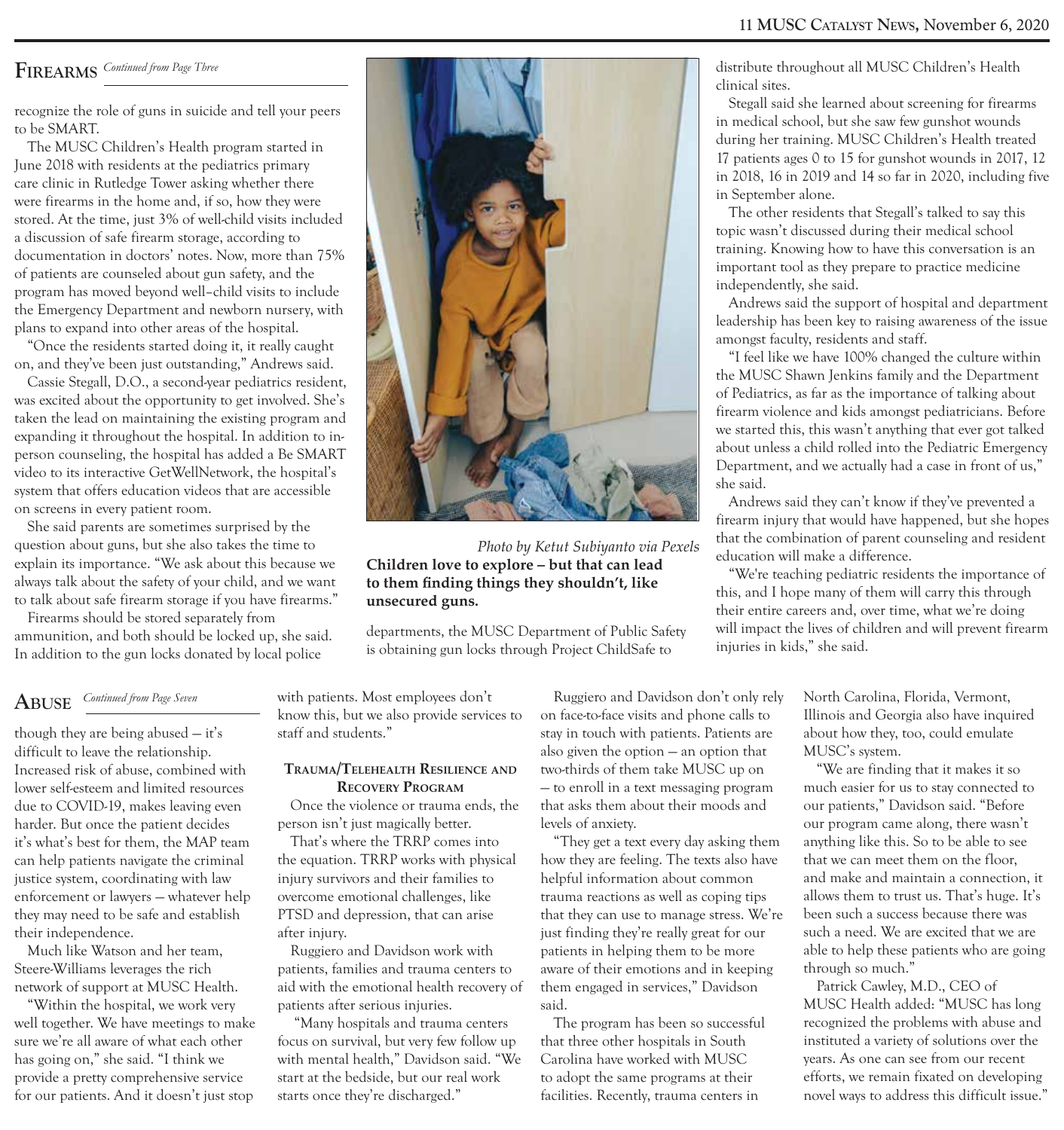## Firearms

*Continued from Page Three*

recognize the role of guns in suicide and tell your peers to be SMART.

The MUSC Children's Health program started in June 2018 with residents at the pediatrics primary care clinic in Rutledge Tower asking whether there were firearms in the home and, if so, how they were stored. At the time, just 3% of well-child visits included a discussion of safe firearm storage, according to documentation in doctors' notes. Now, more than 75% of patients are counseled about gun safety, and the program has moved beyond well–child visits to include the Emergency Department and newborn nursery, with plans to expand into other areas of the hospital.

"Once the residents started doing it, it really caught on, and they've been just outstanding," Andrews said.

Cassie Stegall, D.O., a second-year pediatrics resident, was excited about the opportunity to get involved. She's taken the lead on maintaining the existing program and expanding it throughout the hospital. In addition to in-person counseling, the hospital has added a Be SMART video to its interactive GetWellNetwork, the hospital's system that offers education videos that are accessible on screens in every patient room.

She said parents are sometimes surprised by the question about guns, but she also takes the time to explain its importance. "We ask about this because we always talk about the safety of your child, and we want to talk about safe firearm storage if you have firearms."

Firearms should be stored separately from ammunition, and both should be locked up, she said. In addition to the gun locks donated by local police departments, the MUSC Department of Public Safety is obtaining gun locks through Project ChildSafe to distribute throughout all MUSC Children's Health clinical sites.

*Photo by Ketut Subiyanto via Pexels*

**Children love to explore – but that can lead to them finding things they shouldn't, like unsecured guns.**

Stegall said she learned about screening for firearms in medical school, but she saw few gunshot wounds during her training. MUSC Children's Health treated 17 patients ages 0 to 15 for gunshot wounds in 2017, 12 in 2018, 16 in 2019 and 14 so far in 2020, including five in September alone.

The other residents that Stegall's talked to say this topic wasn't discussed during their medical school training. Knowing how to have this conversation is an important tool as they prepare to practice medicine independently, she said.

Andrews said the support of hospital and department leadership has been key to raising awareness of the issue amongst faculty, residents and staff.

"I feel like we have 100% changed the culture within the MUSC Shawn Jenkins family and the Department of Pediatrics, as far as the importance of talking about firearm violence and kids amongst pediatricians. Before we started this, this wasn't anything that ever got talked about unless a child rolled into the Pediatric Emergency Department, and we actually had a case in front of us," she said.

Andrews said they can't know if they've prevented a firearm injury that would have happened, but she hopes that the combination of parent counseling and resident education will make a difference.

"We're teaching pediatric residents the importance of this, and I hope many of them will carry this through their entire careers and, over time, what we're doing will impact the lives of children and will prevent firearm injuries in kids," she said.

## Abuse

*Continued from Page Seven*

though they are being abused — it's difficult to leave the relationship. Increased risk of abuse, combined with lower self-esteem and limited resources due to COVID-19, makes leaving even harder. But once the patient decides it's what's best for them, the MAP team can help patients navigate the criminal justice system, coordinating with law enforcement or lawyers — whatever help they may need to be safe and establish their independence.

Much like Watson and her team, Steere-Williams leverages the rich network of support at MUSC Health.

"Within the hospital, we work very well together. We have meetings to make sure we're all aware of what each other has going on," she said. "I think we provide a pretty comprehensive service for our patients. And it doesn't just stop with patients. Most employees don't know this, but we also provide services to staff and students."

### Trauma/Telehealth Resilience and Recovery Program

Once the violence or trauma ends, the person isn't just magically better.

That's where the TRRP comes into the equation. TRRP works with physical injury survivors and their families to overcome emotional challenges, like PTSD and depression, that can arise after injury.

Ruggiero and Davidson work with patients, families and trauma centers to aid with the emotional health recovery of patients after serious injuries.

"Many hospitals and trauma centers focus on survival, but very few follow up with mental health," Davidson said. "We start at the bedside, but our real work starts once they're discharged."

Ruggiero and Davidson don't only rely on face-to-face visits and phone calls to stay in touch with patients. Patients are also given the option — an option that two-thirds of them take MUSC up on — to enroll in a text messaging program that asks them about their moods and levels of anxiety.

"They get a text every day asking them how they are feeling. The texts also have helpful information about common trauma reactions as well as coping tips that they can use to manage stress. We're just finding they're really great for our patients in helping them to be more aware of their emotions and in keeping them engaged in services," Davidson said.

The program has been so successful that three other hospitals in South Carolina have worked with MUSC to adopt the same programs at their facilities. Recently, trauma centers in North Carolina, Florida, Vermont, Illinois and Georgia also have inquired about how they, too, could emulate MUSC's system.

"We are finding that it makes it so much easier for us to stay connected to our patients," Davidson said. "Before our program came along, there wasn't anything like this. So to be able to see that we can meet them on the floor, and make and maintain a connection, it allows them to trust us. That's huge. It's been such a success because there was such a need. We are excited that we are able to help these patients who are going through so much."

Patrick Cawley, M.D., CEO of MUSC Health added: "MUSC has long recognized the problems with abuse and instituted a variety of solutions over the years. As one can see from our recent efforts, we remain fixated on developing novel ways to address this difficult issue."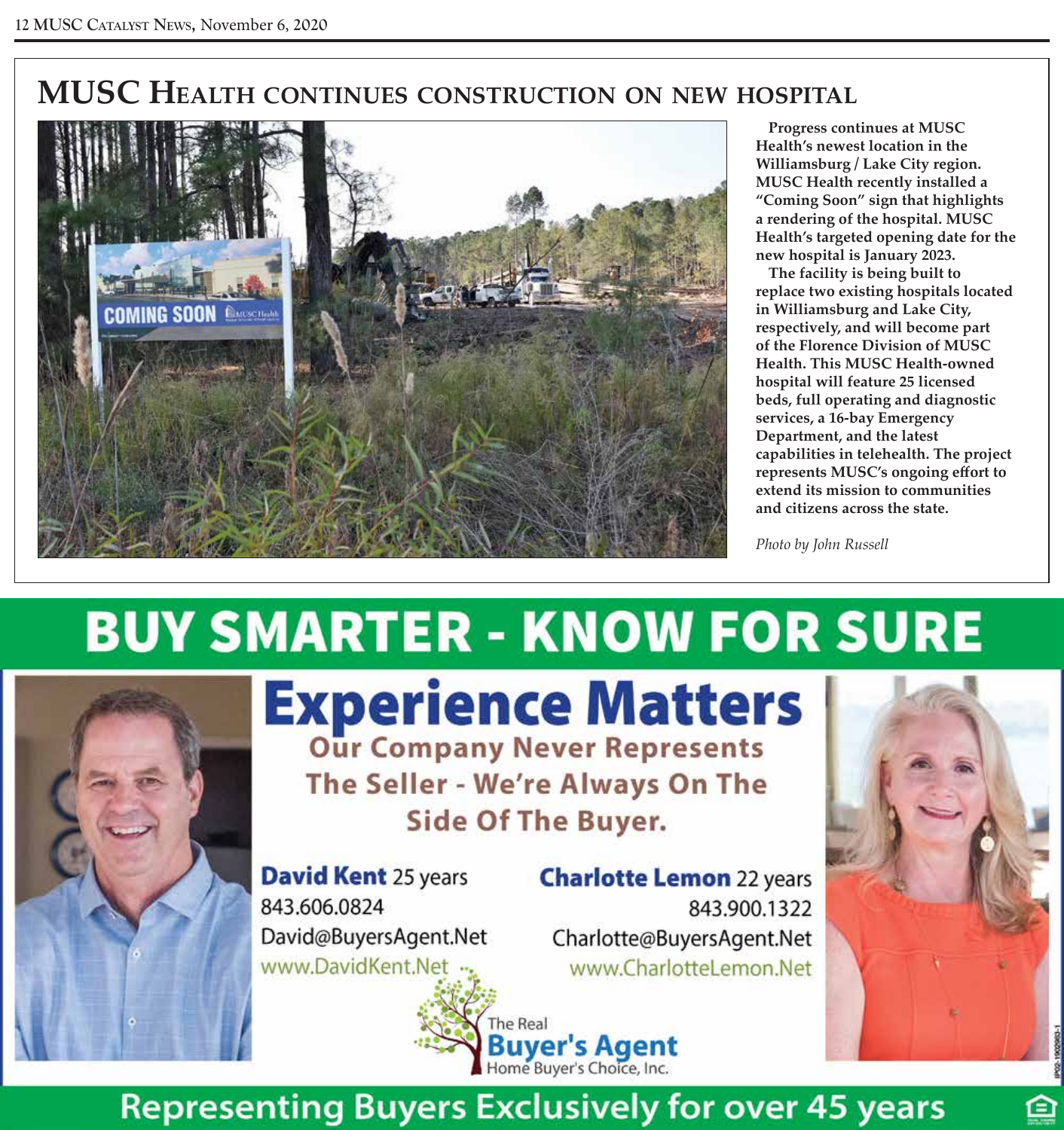# MUSC Health continues construction on new hospital

**Progress continues at MUSC Health's newest location in the Williamsburg / Lake City region. MUSC Health recently installed a "Coming Soon" sign that highlights a rendering of the hospital. MUSC Health's targeted opening date for the new hospital is January 2023.**

**The facility is being built to replace two existing hospitals located in Williamsburg and Lake City, respectively, and will become part of the Florence Division of MUSC Health. This MUSC Health-owned hospital will feature 25 licensed beds, full operating and diagnostic services, a 16-bay Emergency Department, and the latest capabilities in telehealth. The project represents MUSC's ongoing effort to extend its mission to communities and citizens across the state.**

*Photo by John Russell*

# BUY SMARTER - KNOW FOR SURE

## Experience Matters

Our Company Never Represents The Seller - We're Always On The Side Of The Buyer.

**David Kent** 25 years
843.606.0824
David@BuyersAgent.Net
www.DavidKent.Net

**Charlotte Lemon** 22 years
843.900.1322
Charlotte@BuyersAgent.Net
www.CharlotteLemon.Net

The Real **Buyer's Agent**
Home Buyer's Choice, Inc.

**Representing Buyers Exclusively for over 45 years**